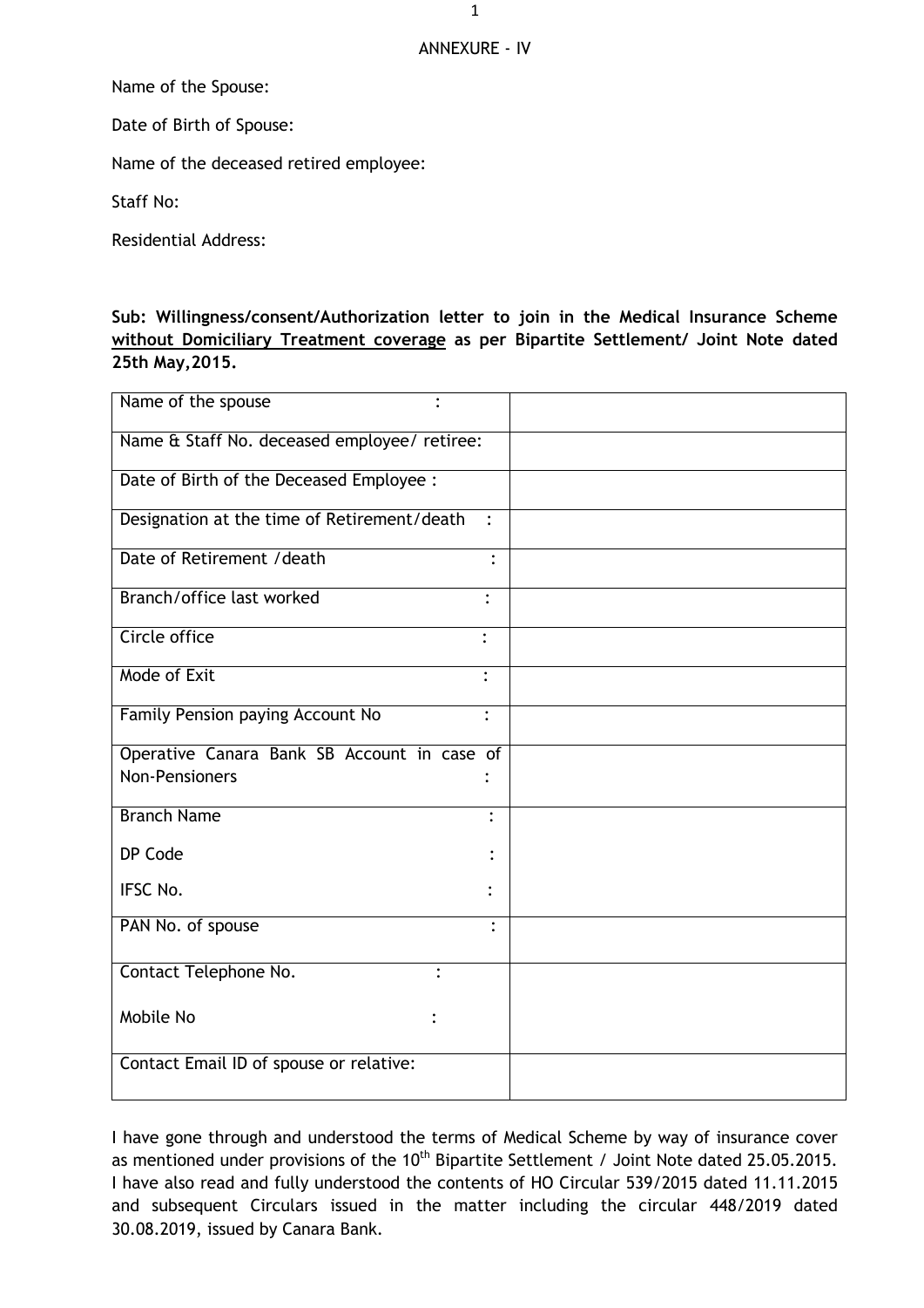ANNEXURE - IV

Name of the Spouse:

Date of Birth of Spouse:

Name of the deceased retired employee:

Staff No:

Residential Address:

**Sub: Willingness/consent/Authorization letter to join in the Medical Insurance Scheme <u>without Domiciliary Treatment coverage</u> as per Bipartite Settlement/ Joint Note dated 25th May,2015.**

| | |
|---|---|
| Name of the spouse : | |
| Name & Staff No. deceased employee/ retiree: | |
| Date of Birth of the Deceased Employee : | |
| Designation at the time of Retirement/death : | |
| Date of Retirement /death : | |
| Branch/office last worked : | |
| Circle office : | |
| Mode of Exit : | |
| Family Pension paying Account No : | |
| Operative Canara Bank SB Account in case of Non-Pensioners : | |
| Branch Name :<br>DP Code :<br>IFSC No. : | |
| PAN No. of spouse : | |
| Contact Telephone No. :<br>Mobile No : | |
| Contact Email ID of spouse or relative: | |

I have gone through and understood the terms of Medical Scheme by way of insurance cover as mentioned under provisions of the 10th Bipartite Settlement / Joint Note dated 25.05.2015. I have also read and fully understood the contents of HO Circular 539/2015 dated 11.11.2015 and subsequent Circulars issued in the matter including the circular 448/2019 dated 30.08.2019, issued by Canara Bank.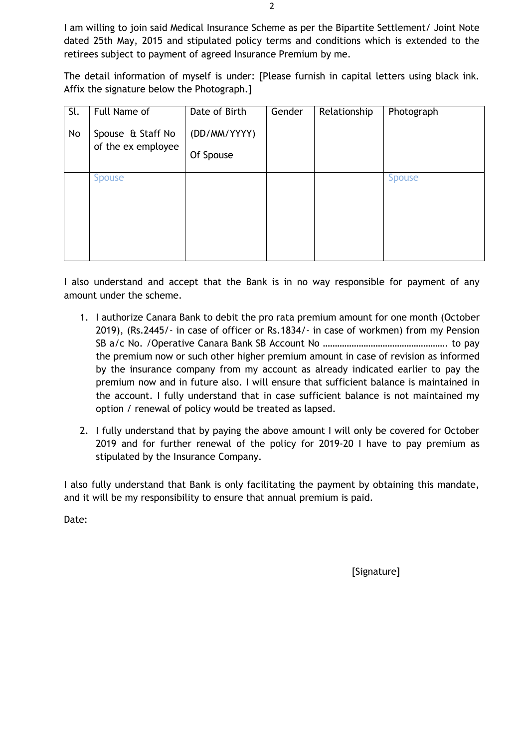I am willing to join said Medical Insurance Scheme as per the Bipartite Settlement/ Joint Note dated 25th May, 2015 and stipulated policy terms and conditions which is extended to the retirees subject to payment of agreed Insurance Premium by me.

The detail information of myself is under: [Please furnish in capital letters using black ink. Affix the signature below the Photograph.]

| Sl. No | Full Name of Spouse & Staff No of the ex employee | Date of Birth (DD/MM/YYYY) Of Spouse | Gender | Relationship | Photograph |
|---|---|---|---|---|---|
| | Spouse | | | | Spouse |

I also understand and accept that the Bank is in no way responsible for payment of any amount under the scheme.

1. I authorize Canara Bank to debit the pro rata premium amount for one month (October 2019), (Rs.2445/- in case of officer or Rs.1834/- in case of workmen) from my Pension SB a/c No. /Operative Canara Bank SB Account No ……………………………………………. to pay the premium now or such other higher premium amount in case of revision as informed by the insurance company from my account as already indicated earlier to pay the premium now and in future also. I will ensure that sufficient balance is maintained in the account. I fully understand that in case sufficient balance is not maintained my option / renewal of policy would be treated as lapsed.
2. I fully understand that by paying the above amount I will only be covered for October 2019 and for further renewal of the policy for 2019-20 I have to pay premium as stipulated by the Insurance Company.

I also fully understand that Bank is only facilitating the payment by obtaining this mandate, and it will be my responsibility to ensure that annual premium is paid.

Date:

[Signature]